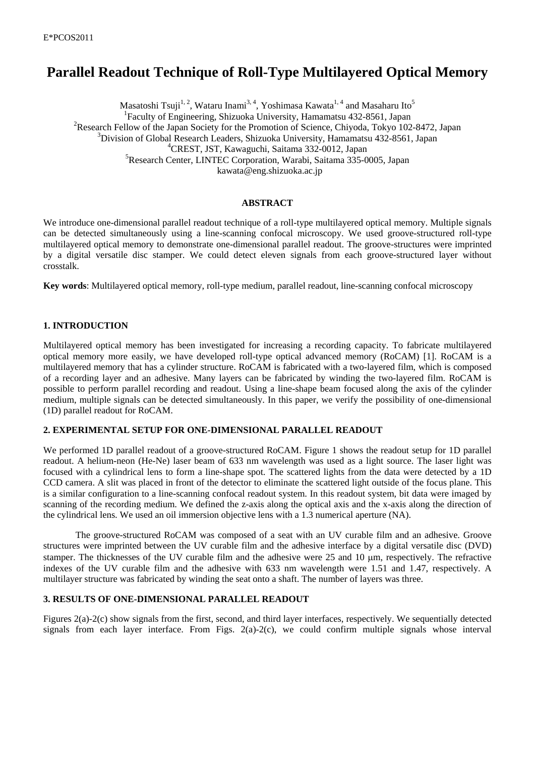# Parallel Readout Technique of Roll-Type Multilayered Optical Memory

Masatoshi Tsuji[1, 2], Wataru Inami[3, 4], Yoshimasa Kawata[1, 4] and Masaharu Ito[5]

[1]Faculty of Engineering, Shizuoka University, Hamamatsu 432-8561, Japan

[2]Research Fellow of the Japan Society for the Promotion of Science, Chiyoda, Tokyo 102-8472, Japan

[3]Division of Global Research Leaders, Shizuoka University, Hamamatsu 432-8561, Japan

[4]CREST, JST, Kawaguchi, Saitama 332-0012, Japan

[5]Research Center, LINTEC Corporation, Warabi, Saitama 335-0005, Japan

kawata@eng.shizuoka.ac.jp

**ABSTRACT**

We introduce one-dimensional parallel readout technique of a roll-type multilayered optical memory. Multiple signals can be detected simultaneously using a line-scanning confocal microscopy. We used groove-structured roll-type multilayered optical memory to demonstrate one-dimensional parallel readout. The groove-structures were imprinted by a digital versatile disc stamper. We could detect eleven signals from each groove-structured layer without crosstalk.

**Key words**: Multilayered optical memory, roll-type medium, parallel readout, line-scanning confocal microscopy

## 1. INTRODUCTION

Multilayered optical memory has been investigated for increasing a recording capacity. To fabricate multilayered optical memory more easily, we have developed roll-type optical advanced memory (RoCAM) [1]. RoCAM is a multilayered memory that has a cylinder structure. RoCAM is fabricated with a two-layered film, which is composed of a recording layer and an adhesive. Many layers can be fabricated by winding the two-layered film. RoCAM is possible to perform parallel recording and readout. Using a line-shape beam focused along the axis of the cylinder medium, multiple signals can be detected simultaneously. In this paper, we verify the possibility of one-dimensional (1D) parallel readout for RoCAM.

## 2. EXPERIMENTAL SETUP FOR ONE-DIMENSIONAL PARALLEL READOUT

We performed 1D parallel readout of a groove-structured RoCAM. Figure 1 shows the readout setup for 1D parallel readout. A helium-neon (He-Ne) laser beam of 633 nm wavelength was used as a light source. The laser light was focused with a cylindrical lens to form a line-shape spot. The scattered lights from the data were detected by a 1D CCD camera. A slit was placed in front of the detector to eliminate the scattered light outside of the focus plane. This is a similar configuration to a line-scanning confocal readout system. In this readout system, bit data were imaged by scanning of the recording medium. We defined the z-axis along the optical axis and the x-axis along the direction of the cylindrical lens. We used an oil immersion objective lens with a 1.3 numerical aperture (NA).

The groove-structured RoCAM was composed of a seat with an UV curable film and an adhesive. Groove structures were imprinted between the UV curable film and the adhesive interface by a digital versatile disc (DVD) stamper. The thicknesses of the UV curable film and the adhesive were 25 and 10 μm, respectively. The refractive indexes of the UV curable film and the adhesive with 633 nm wavelength were 1.51 and 1.47, respectively. A multilayer structure was fabricated by winding the seat onto a shaft. The number of layers was three.

## 3. RESULTS OF ONE-DIMENSIONAL PARALLEL READOUT

Figures 2(a)-2(c) show signals from the first, second, and third layer interfaces, respectively. We sequentially detected signals from each layer interface. From Figs. 2(a)-2(c), we could confirm multiple signals whose interval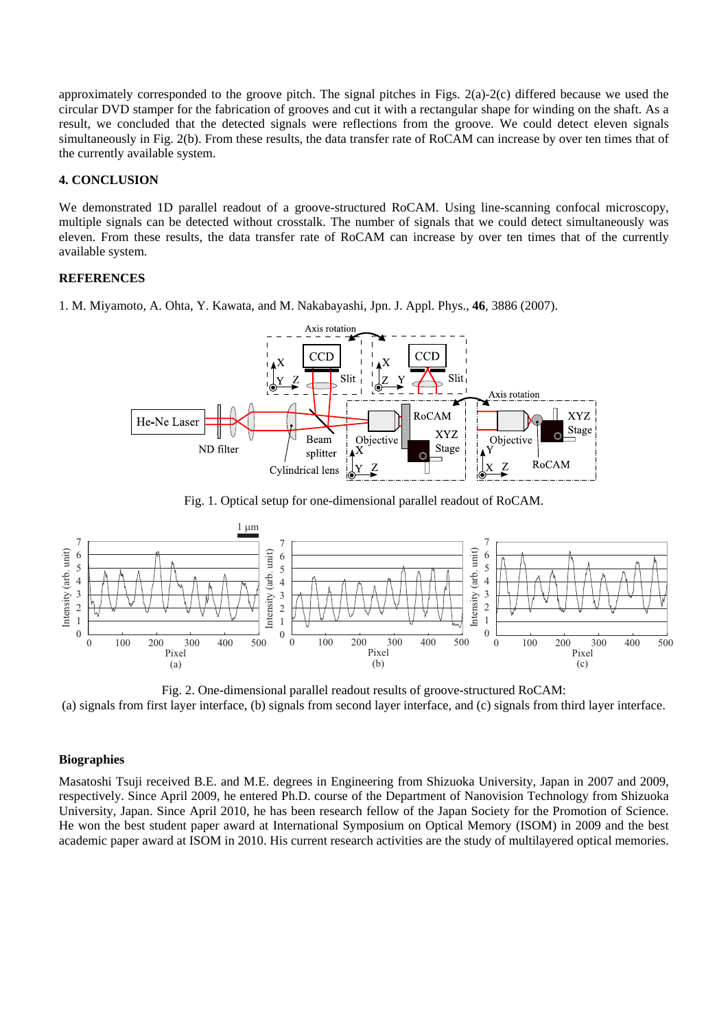approximately corresponded to the groove pitch. The signal pitches in Figs. 2(a)-2(c) differed because we used the circular DVD stamper for the fabrication of grooves and cut it with a rectangular shape for winding on the shaft. As a result, we concluded that the detected signals were reflections from the groove. We could detect eleven signals simultaneously in Fig. 2(b). From these results, the data transfer rate of RoCAM can increase by over ten times that of the currently available system.

## 4. CONCLUSION

We demonstrated 1D parallel readout of a groove-structured RoCAM. Using line-scanning confocal microscopy, multiple signals can be detected without crosstalk. The number of signals that we could detect simultaneously was eleven. From these results, the data transfer rate of RoCAM can increase by over ten times that of the currently available system.

## REFERENCES

1. M. Miyamoto, A. Ohta, Y. Kawata, and M. Nakabayashi, Jpn. J. Appl. Phys., **46**, 3886 (2007).

Axis rotation
CCD
X
Y Z
Slit
CCD
X
Z Y
Slit
Axis rotation
He-Ne Laser
ND filter
Cylindrical lens
Beam splitter
Objective
RoCAM
XYZ Stage
X
Y Z
Objective
XYZ Stage
RoCAM
Y
X Z

Fig. 1. Optical setup for one-dimensional parallel readout of RoCAM.

1 μm
Intensity (arb. unit)
7 6 5 4 3 2 1 0
0 100 200 300 400 500
Pixel
(a)
Intensity (arb. unit)
7 6 5 4 3 2 1 0
0 100 200 300 400 500
Pixel
(b)
Intensity (arb. unit)
7 6 5 4 3 2 1 0
0 100 200 300 400 500
Pixel
(c)

Fig. 2. One-dimensional parallel readout results of groove-structured RoCAM:
(a) signals from first layer interface, (b) signals from second layer interface, and (c) signals from third layer interface.

### Biographies

Masatoshi Tsuji received B.E. and M.E. degrees in Engineering from Shizuoka University, Japan in 2007 and 2009, respectively. Since April 2009, he entered Ph.D. course of the Department of Nanovision Technology from Shizuoka University, Japan. Since April 2010, he has been research fellow of the Japan Society for the Promotion of Science. He won the best student paper award at International Symposium on Optical Memory (ISOM) in 2009 and the best academic paper award at ISOM in 2010. His current research activities are the study of multilayered optical memories.